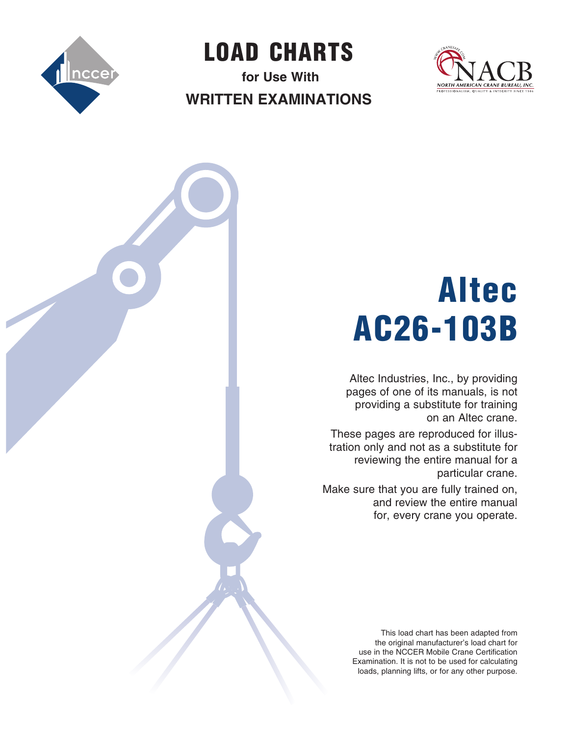# LOAD CHARTS

**for Use With**

**WRITTEN EXAMINATIONS**

# Altec AC26-103B

Altec Industries, Inc., by providing pages of one of its manuals, is not providing a substitute for training on an Altec crane.

These pages are reproduced for illustration only and not as a substitute for reviewing the entire manual for a particular crane.

Make sure that you are fully trained on, and review the entire manual for, every crane you operate.

This load chart has been adapted from the original manufacturer's load chart for use in the NCCER Mobile Crane Certification Examination. It is not to be used for calculating loads, planning lifts, or for any other purpose.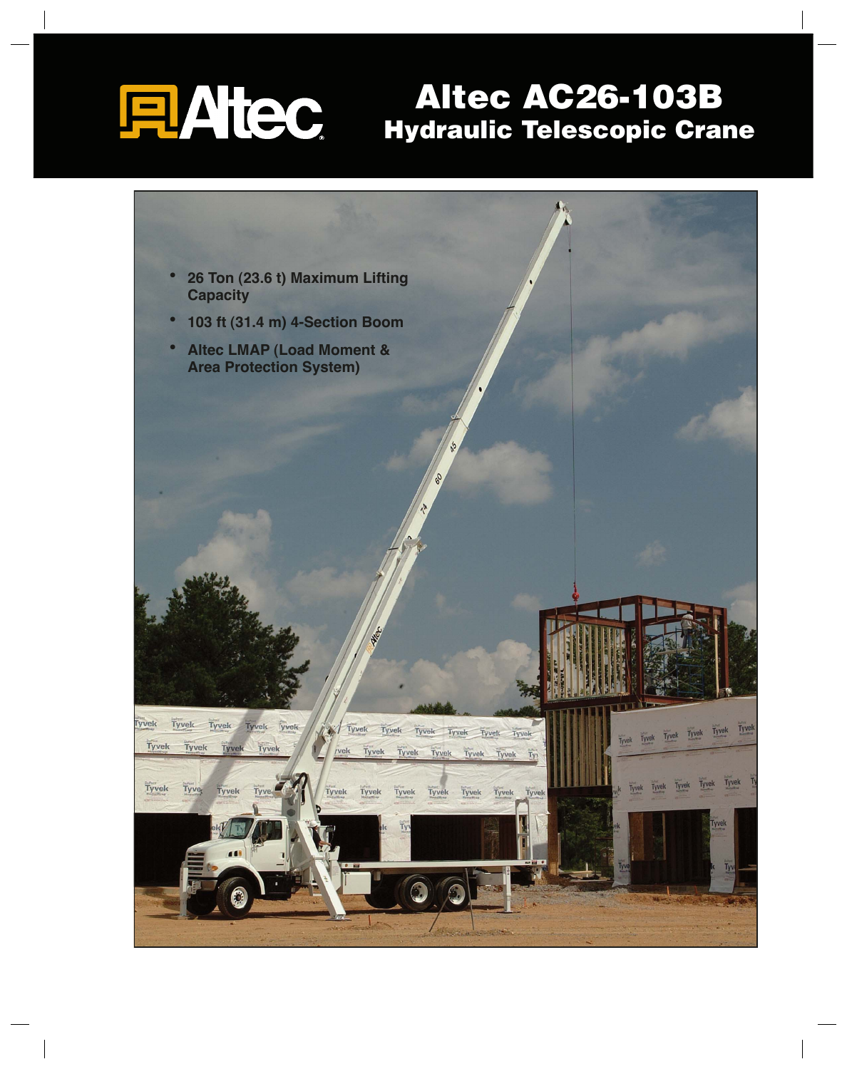# Altec AC26-103B
## Hydraulic Telescopic Crane

- 26 Ton (23.6 t) Maximum Lifting Capacity
- 103 ft (31.4 m) 4-Section Boom
- Altec LMAP (Load Moment & Area Protection System)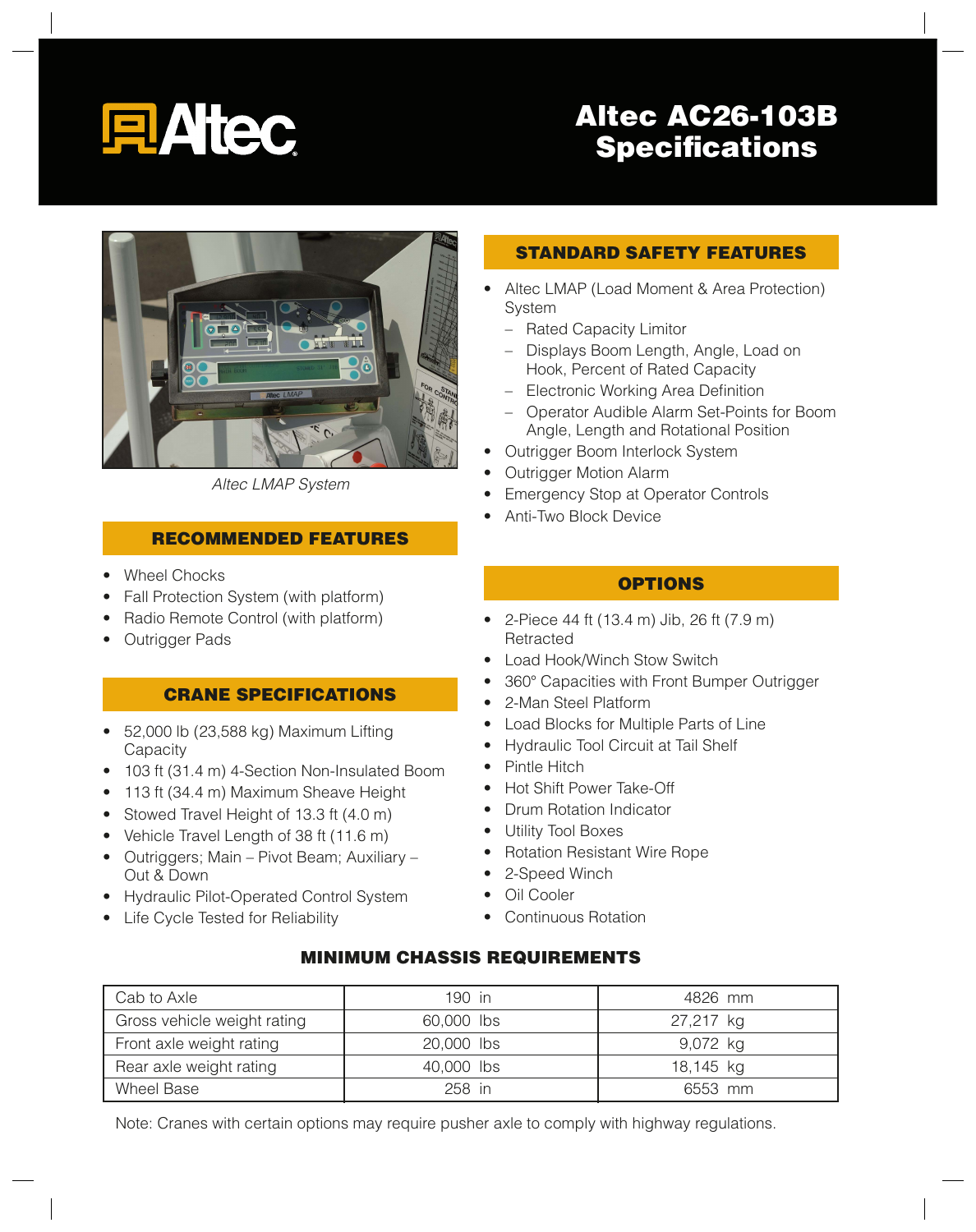# Altec AC26-103B Specifications

*Altec LMAP System*

## RECOMMENDED FEATURES

- Wheel Chocks
- Fall Protection System (with platform)
- Radio Remote Control (with platform)
- Outrigger Pads

## CRANE SPECIFICATIONS

- 52,000 lb (23,588 kg) Maximum Lifting Capacity
- 103 ft (31.4 m) 4-Section Non-Insulated Boom
- 113 ft (34.4 m) Maximum Sheave Height
- Stowed Travel Height of 13.3 ft (4.0 m)
- Vehicle Travel Length of 38 ft (11.6 m)
- Outriggers; Main – Pivot Beam; Auxiliary – Out & Down
- Hydraulic Pilot-Operated Control System
- Life Cycle Tested for Reliability

## STANDARD SAFETY FEATURES

- Altec LMAP (Load Moment & Area Protection) System
  - Rated Capacity Limitor
  - Displays Boom Length, Angle, Load on Hook, Percent of Rated Capacity
  - Electronic Working Area Definition
  - Operator Audible Alarm Set-Points for Boom Angle, Length and Rotational Position
- Outrigger Boom Interlock System
- Outrigger Motion Alarm
- Emergency Stop at Operator Controls
- Anti-Two Block Device

## OPTIONS

- 2-Piece 44 ft (13.4 m) Jib, 26 ft (7.9 m) Retracted
- Load Hook/Winch Stow Switch
- 360° Capacities with Front Bumper Outrigger
- 2-Man Steel Platform
- Load Blocks for Multiple Parts of Line
- Hydraulic Tool Circuit at Tail Shelf
- Pintle Hitch
- Hot Shift Power Take-Off
- Drum Rotation Indicator
- Utility Tool Boxes
- Rotation Resistant Wire Rope
- 2-Speed Winch
- Oil Cooler
- Continuous Rotation

## MINIMUM CHASSIS REQUIREMENTS

| | | |
|---|---|---|
| Cab to Axle | 190 in | 4826 mm |
| Gross vehicle weight rating | 60,000 lbs | 27,217 kg |
| Front axle weight rating | 20,000 lbs | 9,072 kg |
| Rear axle weight rating | 40,000 lbs | 18,145 kg |
| Wheel Base | 258 in | 6553 mm |

Note: Cranes with certain options may require pusher axle to comply with highway regulations.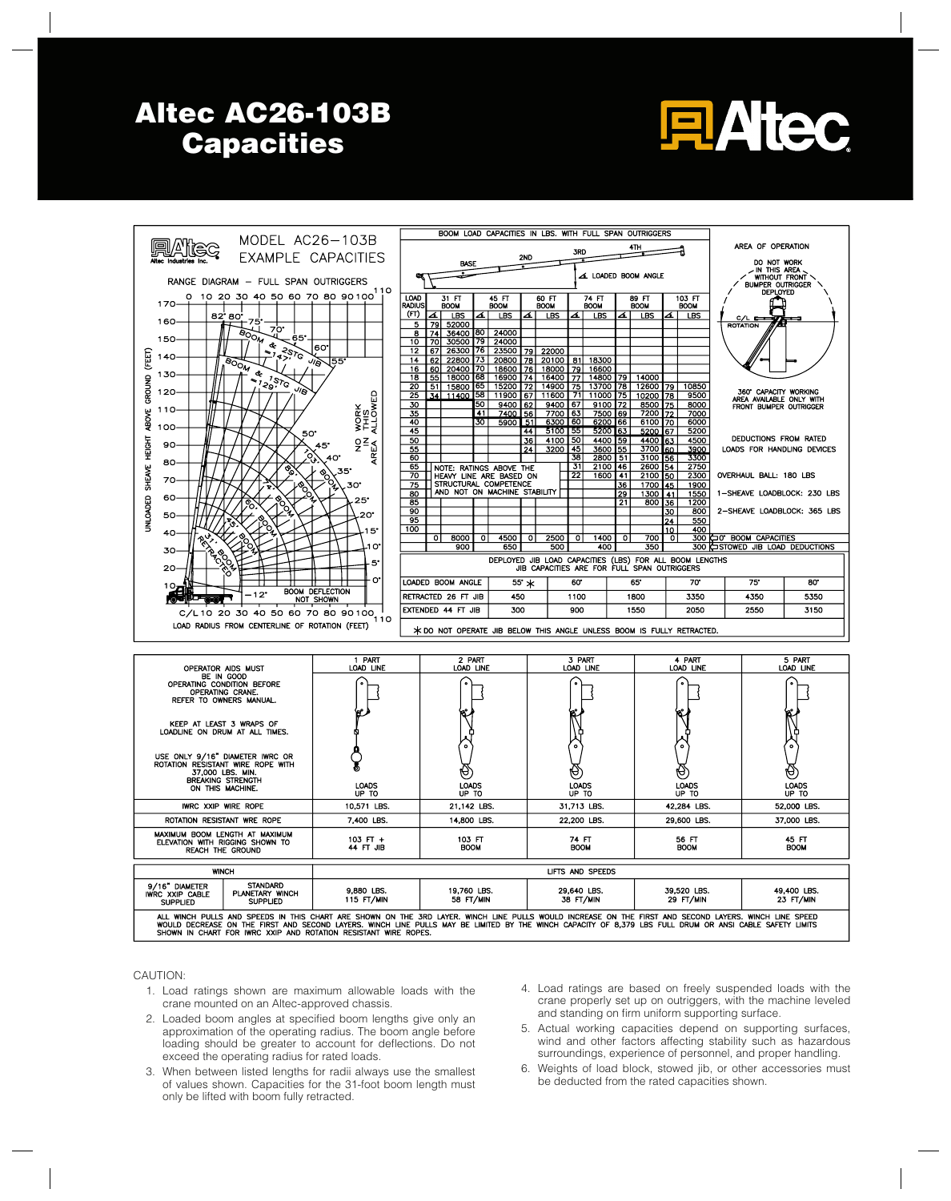# Altec AC26-103B Capacities

**MODEL AC26–103B EXAMPLE CAPACITIES**

Altec Industries Inc.

RANGE DIAGRAM – FULL SPAN OUTRIGGERS

UNLOADED SHEAVE HEIGHT ABOVE GROUND (FEET)

LOAD RADIUS FROM CENTERLINE OF ROTATION (FEET)

BOOM & 2STG JIB ≈147'

BOOM & 1STG JIB ≈129'

103' BOOM, 89' BOOM, 74' BOOM, 60' BOOM, 45' BOOM, 31' BOOM RETRACTED

NO WORK IN THIS AREA ALLOWED

BOOM DEFLECTION NOT SHOWN

–12°

## BOOM LOAD CAPACITIES IN LBS. WITH FULL SPAN OUTRIGGERS

BASE, 2ND, 3RD, 4TH — ∡ LOADED BOOM ANGLE

| LOAD RADIUS (FT) | 31 FT BOOM ∡ | 31 FT BOOM LBS | 45 FT BOOM ∡ | 45 FT BOOM LBS | 60 FT BOOM ∡ | 60 FT BOOM LBS | 74 FT BOOM ∡ | 74 FT BOOM LBS | 89 FT BOOM ∡ | 89 FT BOOM LBS | 103 FT BOOM ∡ | 103 FT BOOM LBS |
|---|---|---|---|---|---|---|---|---|---|---|---|---|
| 5 | 79 | 52000 | | | | | | | | | | |
| 8 | 74 | 36400 | 80 | 24000 | | | | | | | | |
| 10 | 70 | 30500 | 79 | 24000 | | | | | | | | |
| 12 | 67 | 26300 | 76 | 23500 | 79 | 22000 | | | | | | |
| 14 | 62 | 22800 | 73 | 20800 | 78 | 20100 | 81 | 18300 | | | | |
| 16 | 60 | 20400 | 70 | 18600 | 76 | 18000 | 79 | 16600 | | | | |
| 18 | 55 | 18000 | 68 | 16900 | 74 | 16400 | 77 | 14800 | 79 | 14000 | | |
| 20 | 51 | 15800 | 65 | 15200 | 72 | 14900 | 75 | 13700 | 78 | 12600 | 79 | 10850 |
| 25 | 34 | 11400 | 58 | 11900 | 67 | 11600 | 71 | 11000 | 75 | 10200 | 78 | 9500 |
| 30 | | | 50 | 9400 | 62 | 9400 | 67 | 9100 | 72 | 8500 | 75 | 8000 |
| 35 | | | 41 | 7400 | 56 | 7700 | 63 | 7500 | 69 | 7200 | 72 | 7000 |
| 40 | | | 30 | 5900 | 51 | 6300 | 60 | 6200 | 66 | 6100 | 70 | 6000 |
| 45 | | | | | 44 | 5100 | 55 | 5200 | 63 | 5200 | 67 | 5200 |
| 50 | | | | | 36 | 4100 | 50 | 4400 | 59 | 4400 | 63 | 4500 |
| 55 | | | | | 24 | 3200 | 45 | 3600 | 55 | 3700 | 60 | 3900 |
| 60 | | | | | | | 38 | 2800 | 51 | 3100 | 56 | 3300 |
| 65 | | | | | | | 31 | 2100 | 46 | 2600 | 54 | 2750 |
| 70 | | | | | | | 22 | 1600 | 41 | 2100 | 50 | 2300 |
| 75 | | | | | | | | | 36 | 1700 | 45 | 1900 |
| 80 | | | | | | | | | 29 | 1300 | 41 | 1550 |
| 85 | | | | | | | | | 21 | 800 | 36 | 1200 |
| 90 | | | | | | | | | | | 30 | 800 |
| 95 | | | | | | | | | | | 24 | 550 |
| 100 | | | | | | | | | | | 10 | 400 |
| 0° BOOM CAPACITIES | 0 | 8000 | 0 | 4500 | 0 | 2500 | 0 | 1400 | 0 | 700 | 0 | 300 |
| STOWED JIB LOAD DEDUCTIONS | | 900 | | 650 | | 500 | | 400 | | 350 | | 300 |

NOTE: RATINGS ABOVE THE HEAVY LINE ARE BASED ON STRUCTURAL COMPETENCE AND NOT ON MACHINE STABILITY

### AREA OF OPERATION

DO NOT WORK IN THIS AREA WITHOUT FRONT BUMPER OUTRIGGER DEPLOYED

C/L ROTATION

360° CAPACITY WORKING AREA AVAILABLE ONLY WITH FRONT BUMPER OUTRIGGER

### DEDUCTIONS FROM RATED LOADS FOR HANDLING DEVICES

OVERHAUL BALL: 180 LBS

1–SHEAVE LOADBLOCK: 230 LBS

2–SHEAVE LOADBLOCK: 365 LBS

### DEPLOYED JIB LOAD CAPACITIES (LBS) FOR ALL BOOM LENGTHS

JIB CAPACITIES ARE FOR FULL SPAN OUTRIGGERS

| LOADED BOOM ANGLE | 55° * | 60° | 65° | 70° | 75° | 80° |
|---|---|---|---|---|---|---|
| RETRACTED 26 FT JIB | 450 | 1100 | 1800 | 3350 | 4350 | 5350 |
| EXTENDED 44 FT JIB | 300 | 900 | 1550 | 2050 | 2550 | 3150 |

* DO NOT OPERATE JIB BELOW THIS ANGLE UNLESS BOOM IS FULLY RETRACTED.

| OPERATOR AIDS MUST BE IN GOOD OPERATING CONDITION BEFORE OPERATING CRANE. REFER TO OWNERS MANUAL. KEEP AT LEAST 3 WRAPS OF LOADLINE ON DRUM AT ALL TIMES. USE ONLY 9/16" DIAMETER IWRC OR ROTATION RESISTANT WIRE ROPE WITH 37,000 LBS. MIN. BREAKING STRENGTH ON THIS MACHINE. | 1 PART LOAD LINE | 2 PART LOAD LINE | 3 PART LOAD LINE | 4 PART LOAD LINE | 5 PART LOAD LINE |
|---|---|---|---|---|---|
| | LOADS UP TO | LOADS UP TO | LOADS UP TO | LOADS UP TO | LOADS UP TO |
| IWRC XXIP WIRE ROPE | 10,571 LBS. | 21,142 LBS. | 31,713 LBS. | 42,284 LBS. | 52,000 LBS. |
| ROTATION RESISTANT WRE ROPE | 7,400 LBS. | 14,800 LBS. | 22,200 LBS. | 29,600 LBS. | 37,000 LBS. |
| MAXIMUM BOOM LENGTH AT MAXIMUM ELEVATION WITH RIGGING SHOWN TO REACH THE GROUND | 103 FT + 44 FT JIB | 103 FT BOOM | 74 FT BOOM | 56 FT BOOM | 45 FT BOOM |

| WINCH | | LIFTS AND SPEEDS | | | | |
|---|---|---|---|---|---|---|
| 9/16" DIAMETER IWRC XXIP CABLE SUPPLIED | STANDARD PLANETARY WINCH SUPPLIED | 9,880 LBS. 115 FT/MIN | 19,760 LBS. 58 FT/MIN | 29,640 LBS. 38 FT/MIN | 39,520 LBS. 29 FT/MIN | 49,400 LBS. 23 FT/MIN |

ALL WINCH PULLS AND SPEEDS IN THIS CHART ARE SHOWN ON THE 3RD LAYER. WINCH LINE PULLS WOULD INCREASE ON THE FIRST AND SECOND LAYERS. WINCH LINE SPEED WOULD DECREASE ON THE FIRST AND SECOND LAYERS. WINCH LINE PULLS MAY BE LIMITED BY THE WINCH CAPACITY OF 8,379 LBS FULL DRUM OR ANSI CABLE SAFETY LIMITS SHOWN IN CHART FOR IWRC XXIP AND ROTATION RESISTANT WIRE ROPES.

CAUTION:

1. Load ratings shown are maximum allowable loads with the crane mounted on an Altec-approved chassis.
2. Loaded boom angles at specified boom lengths give only an approximation of the operating radius. The boom angle before loading should be greater to account for deflections. Do not exceed the operating radius for rated loads.
3. When between listed lengths for radii always use the smallest of values shown. Capacities for the 31-foot boom length must only be lifted with boom fully retracted.
4. Load ratings are based on freely suspended loads with the crane properly set up on outriggers, with the machine leveled and standing on firm uniform supporting surface.
5. Actual working capacities depend on supporting surfaces, wind and other factors affecting stability such as hazardous surroundings, experience of personnel, and proper handling.
6. Weights of load block, stowed jib, or other accessories must be deducted from the rated capacities shown.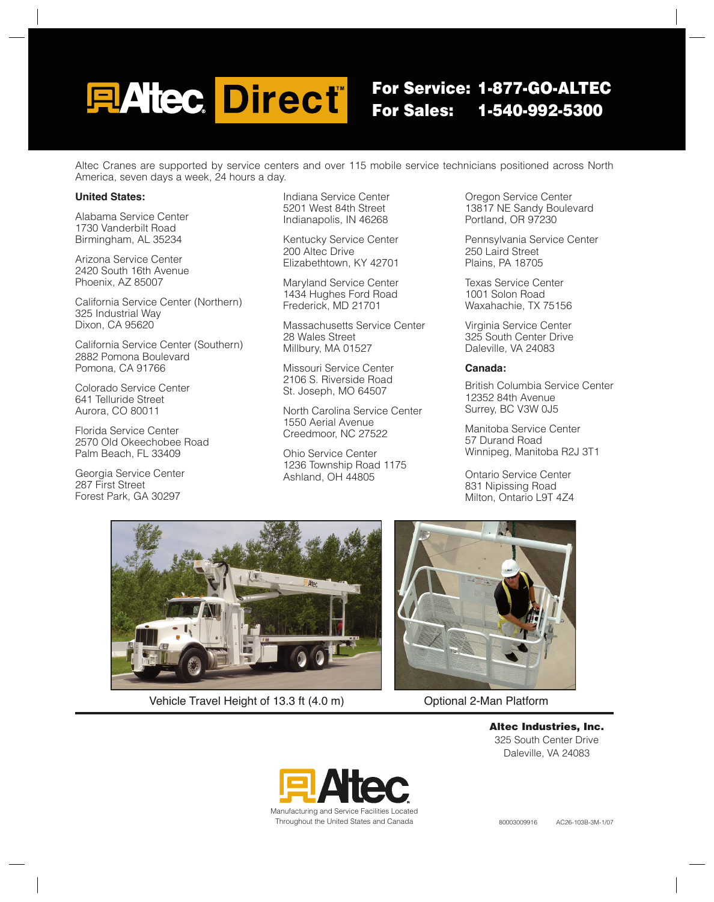# Altec Direct™

**For Service: 1-877-GO-ALTEC**
**For Sales: 1-540-992-5300**

Altec Cranes are supported by service centers and over 115 mobile service technicians positioned across North America, seven days a week, 24 hours a day.

**United States:**

Alabama Service Center
1730 Vanderbilt Road
Birmingham, AL 35234

Arizona Service Center
2420 South 16th Avenue
Phoenix, AZ 85007

California Service Center (Northern)
325 Industrial Way
Dixon, CA 95620

California Service Center (Southern)
2882 Pomona Boulevard
Pomona, CA 91766

Colorado Service Center
641 Telluride Street
Aurora, CO 80011

Florida Service Center
2570 Old Okeechobee Road
Palm Beach, FL 33409

Georgia Service Center
287 First Street
Forest Park, GA 30297

Indiana Service Center
5201 West 84th Street
Indianapolis, IN 46268

Kentucky Service Center
200 Altec Drive
Elizabethtown, KY 42701

Maryland Service Center
1434 Hughes Ford Road
Frederick, MD 21701

Massachusetts Service Center
28 Wales Street
Millbury, MA 01527

Missouri Service Center
2106 S. Riverside Road
St. Joseph, MO 64507

North Carolina Service Center
1550 Aerial Avenue
Creedmoor, NC 27522

Ohio Service Center
1236 Township Road 1175
Ashland, OH 44805

Oregon Service Center
13817 NE Sandy Boulevard
Portland, OR 97230

Pennsylvania Service Center
250 Laird Street
Plains, PA 18705

Texas Service Center
1001 Solon Road
Waxahachie, TX 75156

Virginia Service Center
325 South Center Drive
Daleville, VA 24083

**Canada:**

British Columbia Service Center
12352 84th Avenue
Surrey, BC V3W 0J5

Manitoba Service Center
57 Durand Road
Winnipeg, Manitoba R2J 3T1

Ontario Service Center
831 Nipissing Road
Milton, Ontario L9T 4Z4

Vehicle Travel Height of 13.3 ft (4.0 m)

Optional 2-Man Platform

**Altec Industries, Inc.**
325 South Center Drive
Daleville, VA 24083

Altec

Manufacturing and Service Facilities Located Throughout the United States and Canada

80003009916 AC26-103B-3M-1/07